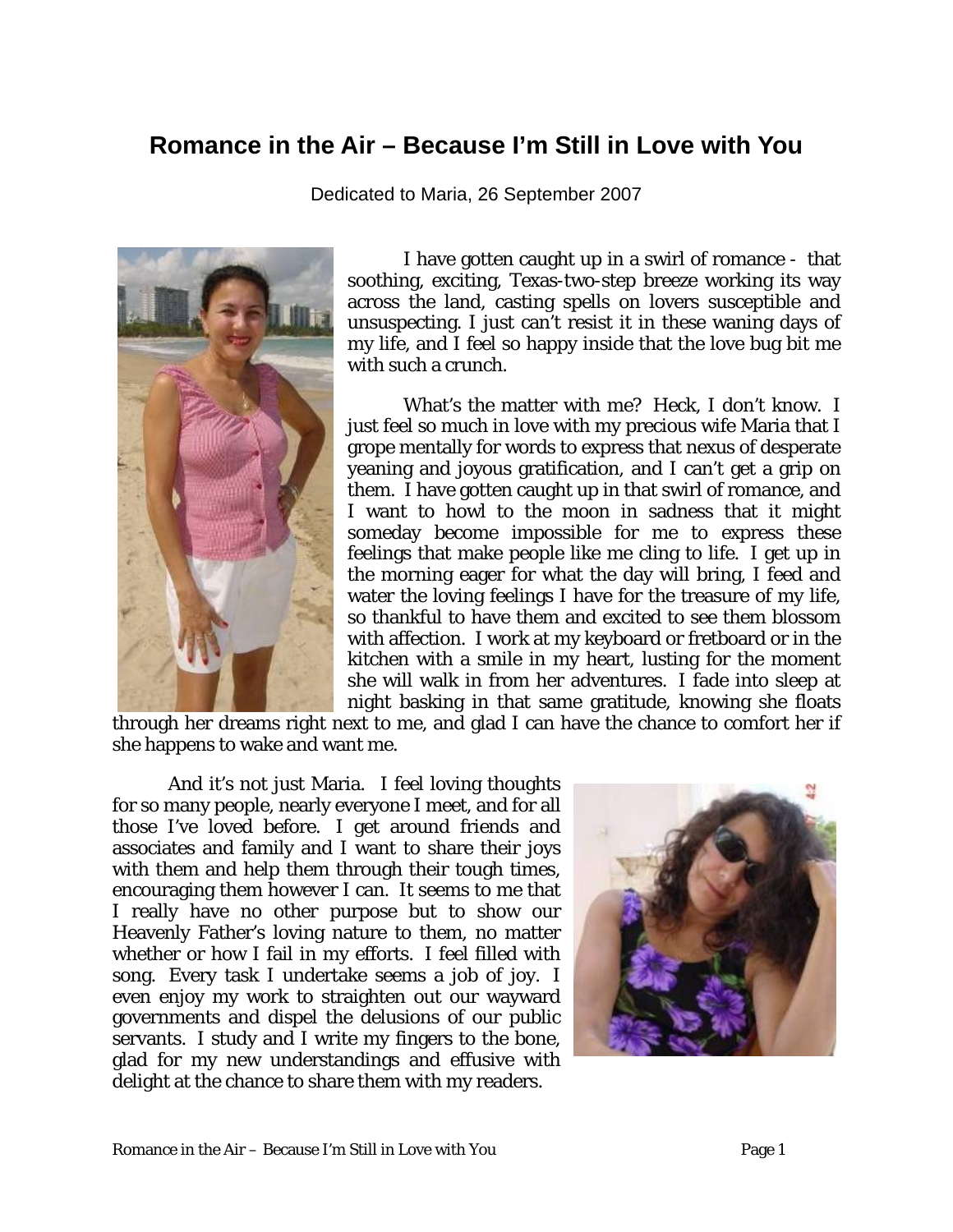# Romance in the Air – Because I'm Still in Love with You

Dedicated to Maria, 26 September 2007

I have gotten caught up in a swirl of romance - that soothing, exciting, Texas-two-step breeze working its way across the land, casting spells on lovers susceptible and unsuspecting. I just can't resist it in these waning days of my life, and I feel so happy inside that the love bug bit me with such a crunch.

What's the matter with me? Heck, I don't know. I just feel so much in love with my precious wife Maria that I grope mentally for words to express that nexus of desperate yeaning and joyous gratification, and I can't get a grip on them. I have gotten caught up in that swirl of romance, and I want to howl to the moon in sadness that it might someday become impossible for me to express these feelings that make people like me cling to life. I get up in the morning eager for what the day will bring, I feed and water the loving feelings I have for the treasure of my life, so thankful to have them and excited to see them blossom with affection. I work at my keyboard or fretboard or in the kitchen with a smile in my heart, lusting for the moment she will walk in from her adventures. I fade into sleep at night basking in that same gratitude, knowing she floats through her dreams right next to me, and glad I can have the chance to comfort her if she happens to wake and want me.

And it's not just Maria. I feel loving thoughts for so many people, nearly everyone I meet, and for all those I've loved before. I get around friends and associates and family and I want to share their joys with them and help them through their tough times, encouraging them however I can. It seems to me that I really have no other purpose but to show our Heavenly Father's loving nature to them, no matter whether or how I fail in my efforts. I feel filled with song. Every task I undertake seems a job of joy. I even enjoy my work to straighten out our wayward governments and dispel the delusions of our public servants. I study and I write my fingers to the bone, glad for my new understandings and effusive with delight at the chance to share them with my readers.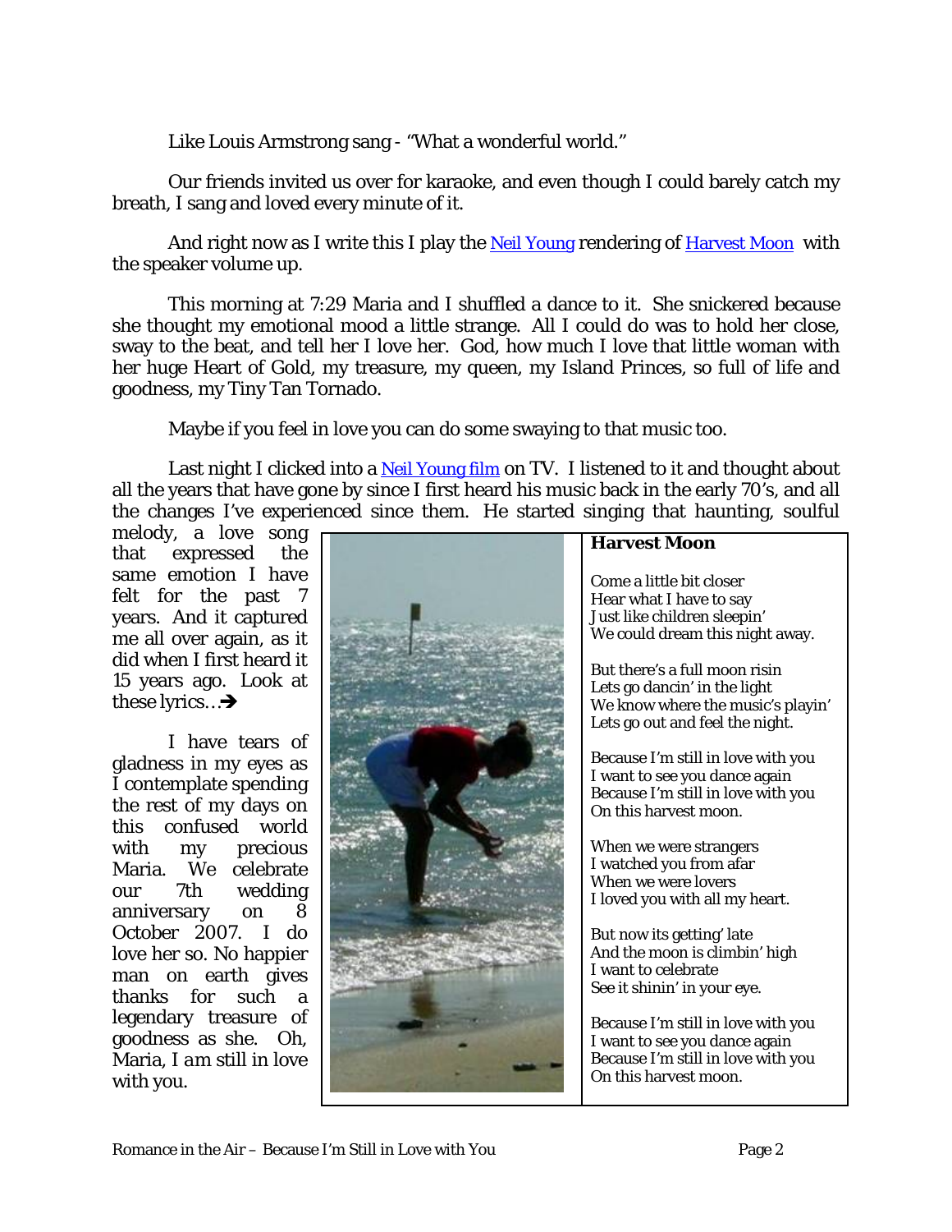Like Louis Armstrong sang - "What a wonderful world."

Our friends invited us over for karaoke, and even though I could barely catch my breath, I sang and loved every minute of it.

And right now as I write this I play the Neil Young rendering of Harvest Moon with the speaker volume up.

This morning at 7:29 Maria and I shuffled a dance to it. She snickered because she thought my emotional mood a little strange. All I could do was to hold her close, sway to the beat, and tell her I love her. God, how much I love that little woman with her huge Heart of Gold, my treasure, my queen, my Island Princes, so full of life and goodness, my Tiny Tan Tornado.

Maybe if you feel in love you can do some swaying to that music too.

Last night I clicked into a Neil Young film on TV. I listened to it and thought about all the years that have gone by since I first heard his music back in the early 70's, and all the changes I've experienced since them. He started singing that haunting, soulful melody, a love song that expressed the same emotion I have felt for the past 7 years. And it captured me all over again, as it did when I first heard it 15 years ago. Look at these lyrics…➔

I have tears of gladness in my eyes as I contemplate spending the rest of my days on this confused world with my precious Maria. We celebrate our 7th wedding anniversary on 8 October 2007. I do love her so. No happier man on earth gives thanks for such a legendary treasure of goodness as she. Oh, Maria, I *am* still in love with you.

**Harvest Moon**

Come a little bit closer
Hear what I have to say
Just like children sleepin'
We could dream this night away.

But there's a full moon risin
Lets go dancin' in the light
We know where the music's playin'
Lets go out and feel the night.

Because I'm still in love with you
I want to see you dance again
Because I'm still in love with you
On this harvest moon.

When we were strangers
I watched you from afar
When we were lovers
I loved you with all my heart.

But now its getting' late
And the moon is climbin' high
I want to celebrate
See it shinin' in your eye.

Because I'm still in love with you
I want to see you dance again
Because I'm still in love with you
On this harvest moon.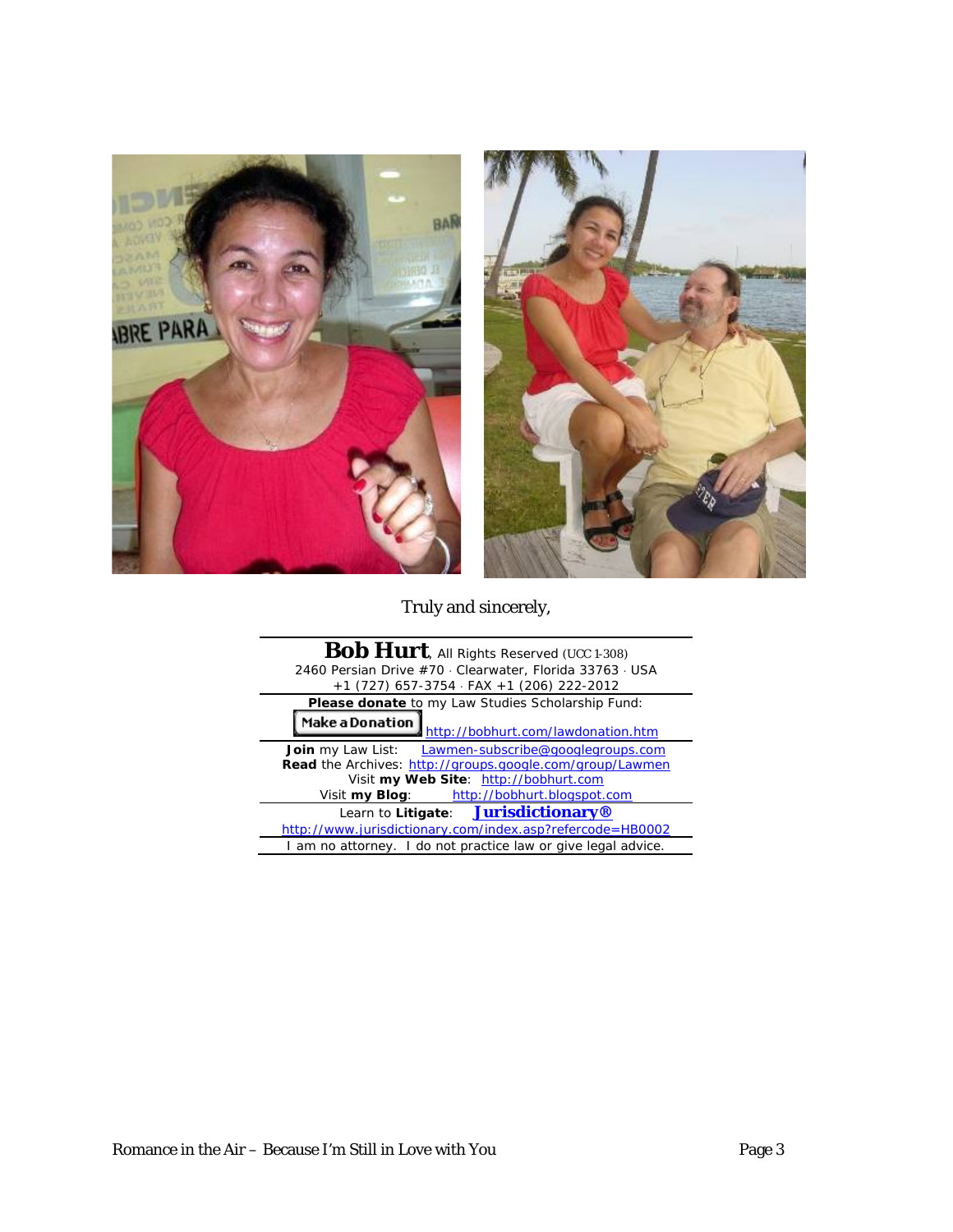Truly and sincerely,

**Bob Hurt**, All Rights Reserved (UCC 1-308)
2460 Persian Drive #70 · Clearwater, Florida 33763 · USA
+1 (727) 657-3754 · FAX +1 (206) 222-2012

**Please donate** to my Law Studies Scholarship Fund:
Make a Donation http://bobhurt.com/lawdonation.htm

**Join** my Law List: Lawmen-subscribe@googlegroups.com
**Read** the Archives: http://groups.google.com/group/Lawmen
Visit **my Web Site**: http://bobhurt.com
Visit **my Blog**: http://bobhurt.blogspot.com

Learn to **Litigate**: **Jurisdictionary®**
http://www.jurisdictionary.com/index.asp?refercode=HB0002

I am no attorney. I do not practice law or give legal advice.